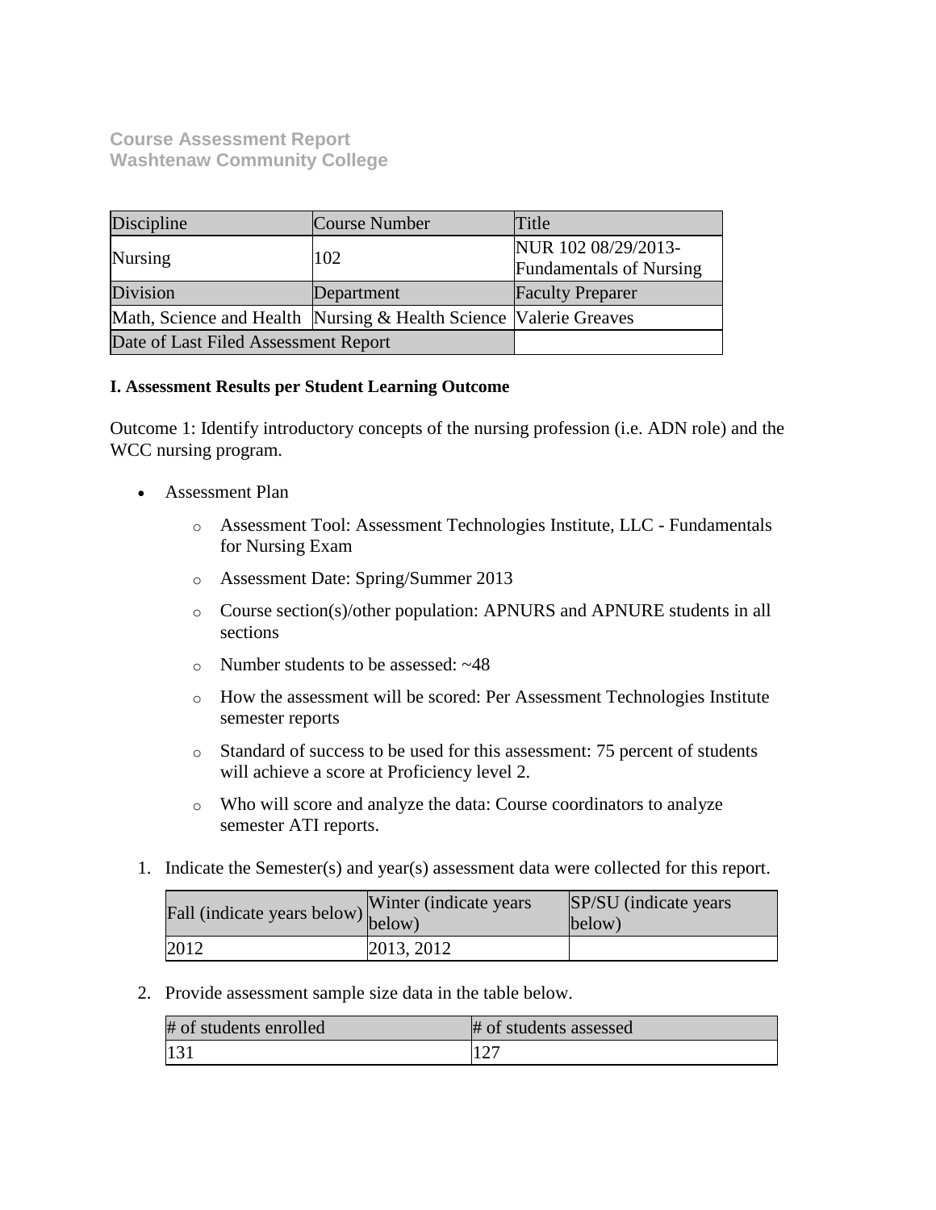**Course Assessment Report**
**Washtenaw Community College**

| Discipline | Course Number | Title |
|---|---|---|
| Nursing | 102 | NUR 102 08/29/2013-Fundamentals of Nursing |
| Division | Department | Faculty Preparer |
| Math, Science and Health | Nursing & Health Science | Valerie Greaves |
| Date of Last Filed Assessment Report | | |

**I. Assessment Results per Student Learning Outcome**

Outcome 1: Identify introductory concepts of the nursing profession (i.e. ADN role) and the WCC nursing program.

- Assessment Plan
    - Assessment Tool: Assessment Technologies Institute, LLC - Fundamentals for Nursing Exam
    - Assessment Date: Spring/Summer 2013
    - Course section(s)/other population: APNURS and APNURE students in all sections
    - Number students to be assessed: ~48
    - How the assessment will be scored: Per Assessment Technologies Institute semester reports
    - Standard of success to be used for this assessment: 75 percent of students will achieve a score at Proficiency level 2.
    - Who will score and analyze the data: Course coordinators to analyze semester ATI reports.

1. Indicate the Semester(s) and year(s) assessment data were collected for this report.

| Fall (indicate years below) | Winter (indicate years below) | SP/SU (indicate years below) |
|---|---|---|
| 2012 | 2013, 2012 | |

2. Provide assessment sample size data in the table below.

| # of students enrolled | # of students assessed |
|---|---|
| 131 | 127 |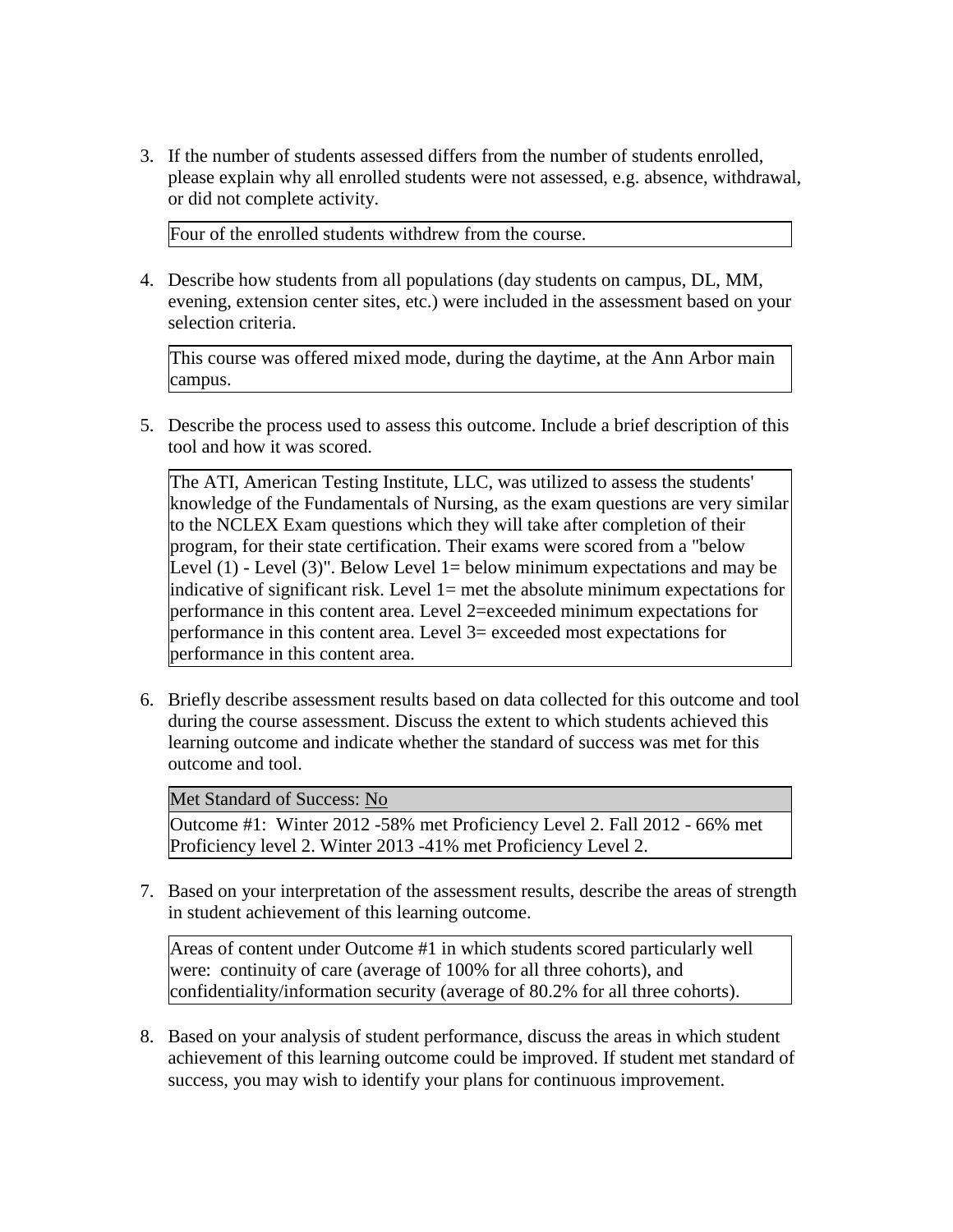3. If the number of students assessed differs from the number of students enrolled, please explain why all enrolled students were not assessed, e.g. absence, withdrawal, or did not complete activity.

   Four of the enrolled students withdrew from the course.

4. Describe how students from all populations (day students on campus, DL, MM, evening, extension center sites, etc.) were included in the assessment based on your selection criteria.

   This course was offered mixed mode, during the daytime, at the Ann Arbor main campus.

5. Describe the process used to assess this outcome. Include a brief description of this tool and how it was scored.

   The ATI, American Testing Institute, LLC, was utilized to assess the students' knowledge of the Fundamentals of Nursing, as the exam questions are very similar to the NCLEX Exam questions which they will take after completion of their program, for their state certification. Their exams were scored from a "below Level (1) - Level (3)". Below Level 1= below minimum expectations and may be indicative of significant risk. Level 1= met the absolute minimum expectations for performance in this content area. Level 2=exceeded minimum expectations for performance in this content area. Level 3= exceeded most expectations for performance in this content area.

6. Briefly describe assessment results based on data collected for this outcome and tool during the course assessment. Discuss the extent to which students achieved this learning outcome and indicate whether the standard of success was met for this outcome and tool.

   Met Standard of Success: No

   Outcome #1: Winter 2012 -58% met Proficiency Level 2. Fall 2012 - 66% met Proficiency level 2. Winter 2013 -41% met Proficiency Level 2.

7. Based on your interpretation of the assessment results, describe the areas of strength in student achievement of this learning outcome.

   Areas of content under Outcome #1 in which students scored particularly well were: continuity of care (average of 100% for all three cohorts), and confidentiality/information security (average of 80.2% for all three cohorts).

8. Based on your analysis of student performance, discuss the areas in which student achievement of this learning outcome could be improved. If student met standard of success, you may wish to identify your plans for continuous improvement.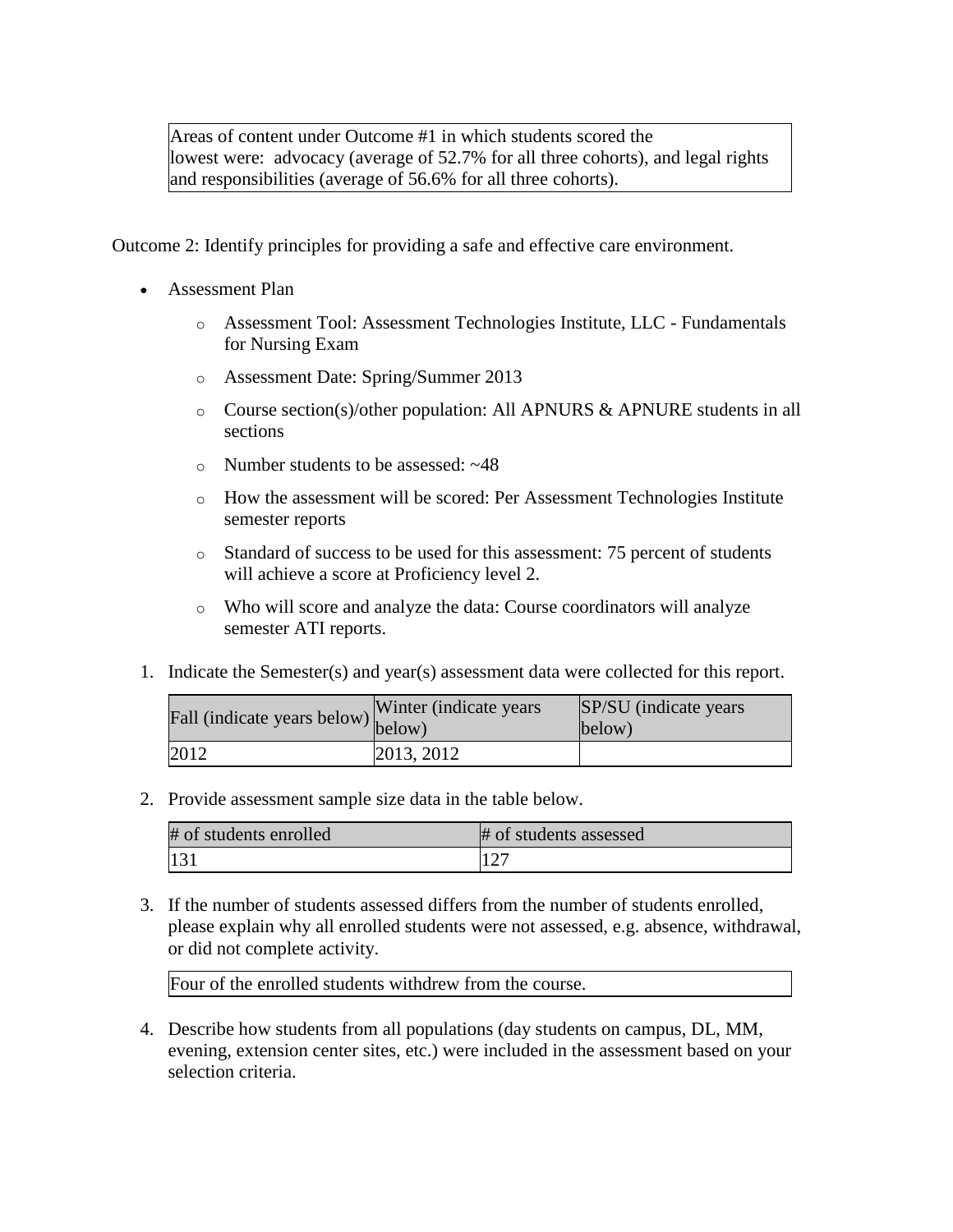| Areas of content under Outcome #1 in which students scored the lowest were: advocacy (average of 52.7% for all three cohorts), and legal rights and responsibilities (average of 56.6% for all three cohorts). |
|---|

Outcome 2: Identify principles for providing a safe and effective care environment.

- Assessment Plan
  - Assessment Tool: Assessment Technologies Institute, LLC - Fundamentals for Nursing Exam
  - Assessment Date: Spring/Summer 2013
  - Course section(s)/other population: All APNURS & APNURE students in all sections
  - Number students to be assessed: ~48
  - How the assessment will be scored: Per Assessment Technologies Institute semester reports
  - Standard of success to be used for this assessment: 75 percent of students will achieve a score at Proficiency level 2.
  - Who will score and analyze the data: Course coordinators will analyze semester ATI reports.

1. Indicate the Semester(s) and year(s) assessment data were collected for this report.

| Fall (indicate years below) | Winter (indicate years below) | SP/SU (indicate years below) |
|---|---|---|
| 2012 | 2013, 2012 | |

2. Provide assessment sample size data in the table below.

| # of students enrolled | # of students assessed |
|---|---|
| 131 | 127 |

3. If the number of students assessed differs from the number of students enrolled, please explain why all enrolled students were not assessed, e.g. absence, withdrawal, or did not complete activity.

| Four of the enrolled students withdrew from the course. |
|---|

4. Describe how students from all populations (day students on campus, DL, MM, evening, extension center sites, etc.) were included in the assessment based on your selection criteria.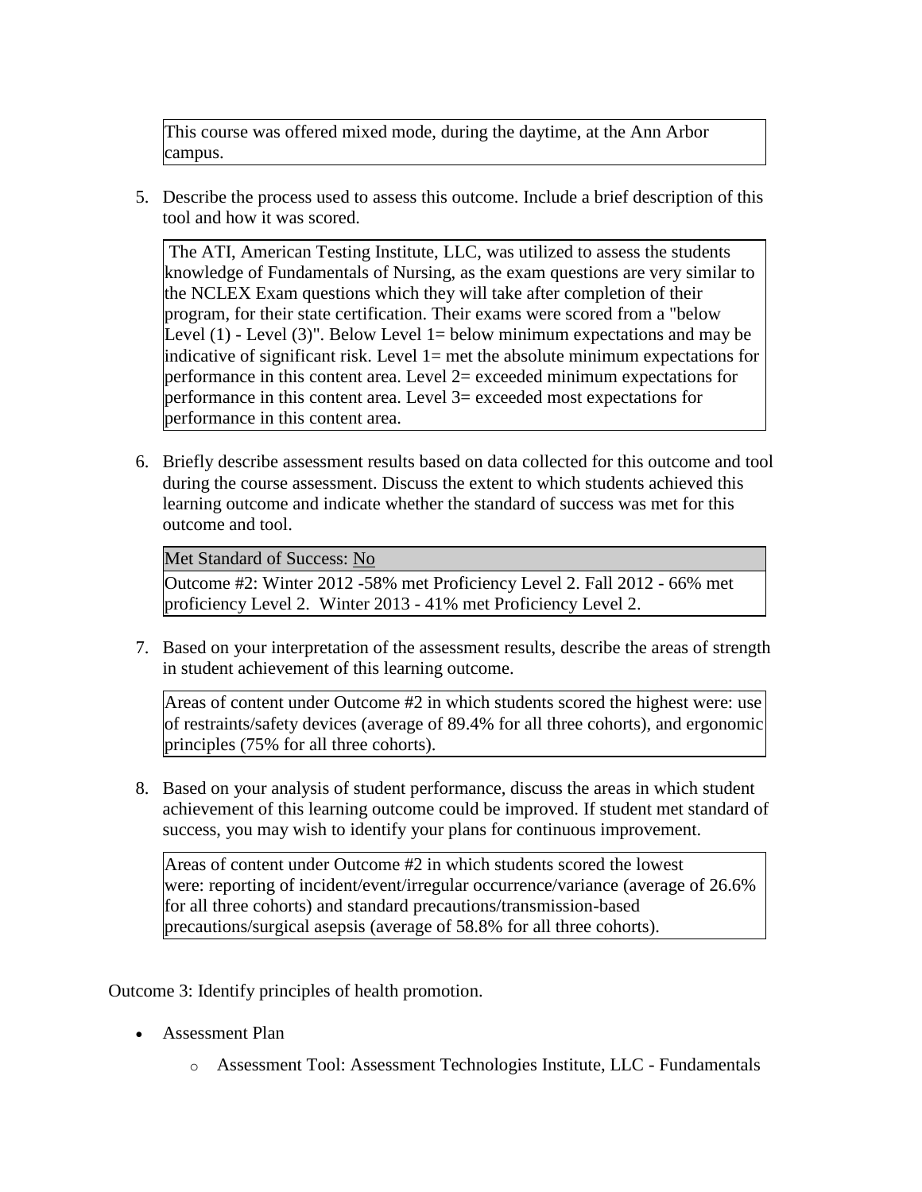This course was offered mixed mode, during the daytime, at the Ann Arbor campus.

5. Describe the process used to assess this outcome. Include a brief description of this tool and how it was scored.

 The ATI, American Testing Institute, LLC, was utilized to assess the students knowledge of Fundamentals of Nursing, as the exam questions are very similar to the NCLEX Exam questions which they will take after completion of their program, for their state certification. Their exams were scored from a "below Level (1) - Level (3)". Below Level 1= below minimum expectations and may be indicative of significant risk. Level 1= met the absolute minimum expectations for performance in this content area. Level 2= exceeded minimum expectations for performance in this content area. Level 3= exceeded most expectations for performance in this content area.

6. Briefly describe assessment results based on data collected for this outcome and tool during the course assessment. Discuss the extent to which students achieved this learning outcome and indicate whether the standard of success was met for this outcome and tool.

Met Standard of Success: No

Outcome #2: Winter 2012 -58% met Proficiency Level 2. Fall 2012 - 66% met proficiency Level 2. Winter 2013 - 41% met Proficiency Level 2.

7. Based on your interpretation of the assessment results, describe the areas of strength in student achievement of this learning outcome.

Areas of content under Outcome #2 in which students scored the highest were: use of restraints/safety devices (average of 89.4% for all three cohorts), and ergonomic principles (75% for all three cohorts).

8. Based on your analysis of student performance, discuss the areas in which student achievement of this learning outcome could be improved. If student met standard of success, you may wish to identify your plans for continuous improvement.

Areas of content under Outcome #2 in which students scored the lowest were: reporting of incident/event/irregular occurrence/variance (average of 26.6% for all three cohorts) and standard precautions/transmission-based precautions/surgical asepsis (average of 58.8% for all three cohorts).

Outcome 3: Identify principles of health promotion.

- Assessment Plan
  - Assessment Tool: Assessment Technologies Institute, LLC - Fundamentals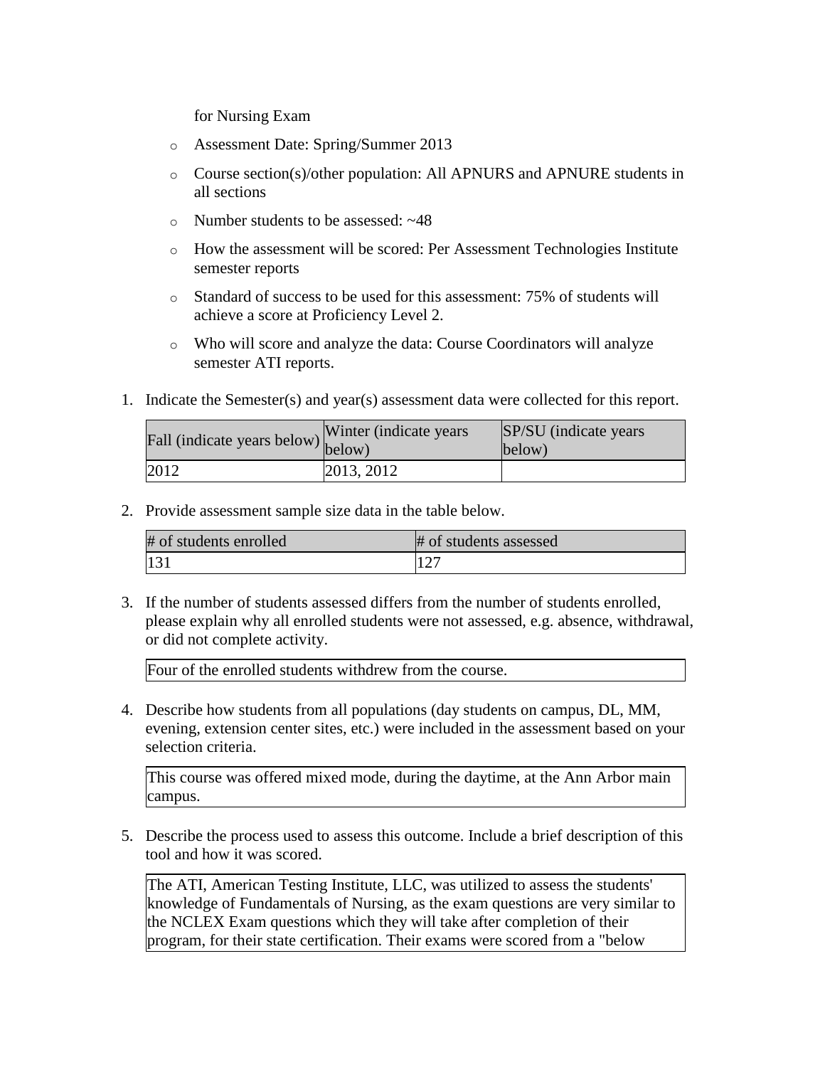for Nursing Exam

- Assessment Date: Spring/Summer 2013
- Course section(s)/other population: All APNURS and APNURE students in all sections
- Number students to be assessed: ~48
- How the assessment will be scored: Per Assessment Technologies Institute semester reports
- Standard of success to be used for this assessment: 75% of students will achieve a score at Proficiency Level 2.
- Who will score and analyze the data: Course Coordinators will analyze semester ATI reports.

1. Indicate the Semester(s) and year(s) assessment data were collected for this report.

| Fall (indicate years below) | Winter (indicate years below) | SP/SU (indicate years below) |
|---|---|---|
| 2012 | 2013, 2012 | |

2. Provide assessment sample size data in the table below.

| # of students enrolled | # of students assessed |
|---|---|
| 131 | 127 |

3. If the number of students assessed differs from the number of students enrolled, please explain why all enrolled students were not assessed, e.g. absence, withdrawal, or did not complete activity.

| Four of the enrolled students withdrew from the course. |
|---|

4. Describe how students from all populations (day students on campus, DL, MM, evening, extension center sites, etc.) were included in the assessment based on your selection criteria.

| This course was offered mixed mode, during the daytime, at the Ann Arbor main campus. |
|---|

5. Describe the process used to assess this outcome. Include a brief description of this tool and how it was scored.

| The ATI, American Testing Institute, LLC, was utilized to assess the students' knowledge of Fundamentals of Nursing, as the exam questions are very similar to the NCLEX Exam questions which they will take after completion of their program, for their state certification. Their exams were scored from a "below |
|---|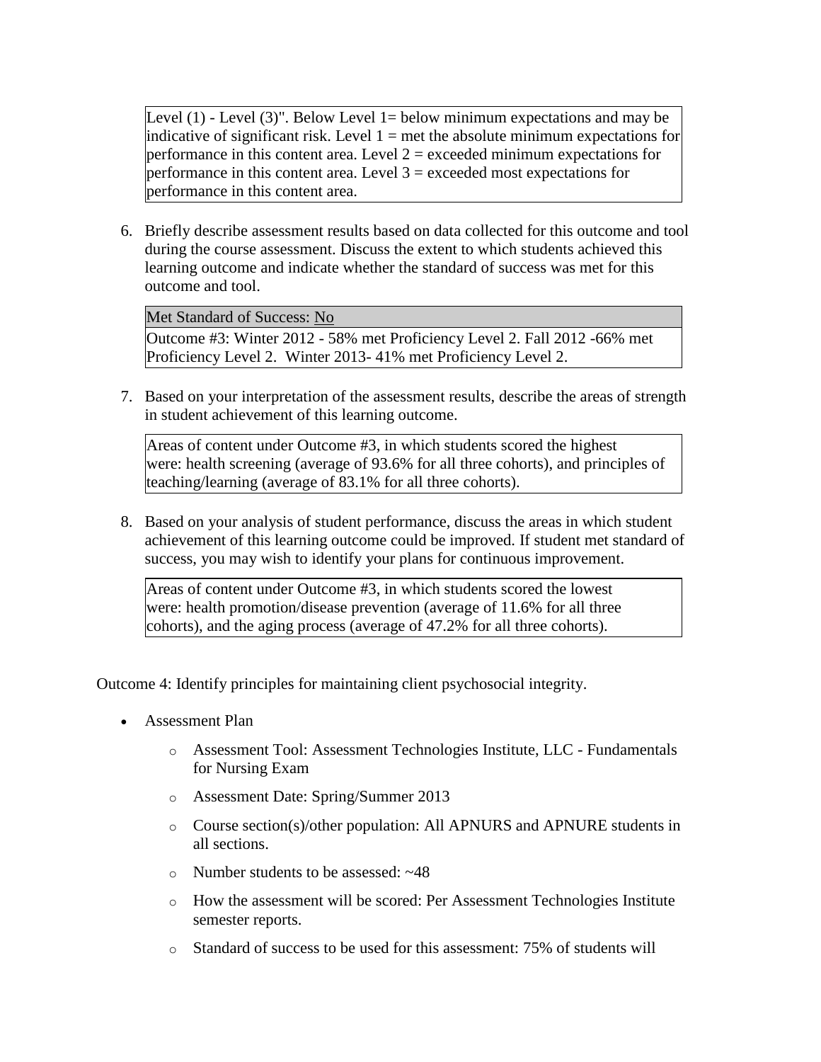Level (1) - Level (3)". Below Level 1= below minimum expectations and may be indicative of significant risk. Level 1 = met the absolute minimum expectations for performance in this content area. Level 2 = exceeded minimum expectations for performance in this content area. Level 3 = exceeded most expectations for performance in this content area.

6. Briefly describe assessment results based on data collected for this outcome and tool during the course assessment. Discuss the extent to which students achieved this learning outcome and indicate whether the standard of success was met for this outcome and tool.

   Met Standard of Success: No

   Outcome #3: Winter 2012 - 58% met Proficiency Level 2. Fall 2012 -66% met Proficiency Level 2. Winter 2013- 41% met Proficiency Level 2.

7. Based on your interpretation of the assessment results, describe the areas of strength in student achievement of this learning outcome.

   Areas of content under Outcome #3, in which students scored the highest were: health screening (average of 93.6% for all three cohorts), and principles of teaching/learning (average of 83.1% for all three cohorts).

8. Based on your analysis of student performance, discuss the areas in which student achievement of this learning outcome could be improved. If student met standard of success, you may wish to identify your plans for continuous improvement.

   Areas of content under Outcome #3, in which students scored the lowest were: health promotion/disease prevention (average of 11.6% for all three cohorts), and the aging process (average of 47.2% for all three cohorts).

Outcome 4: Identify principles for maintaining client psychosocial integrity.

- Assessment Plan
  - Assessment Tool: Assessment Technologies Institute, LLC - Fundamentals for Nursing Exam
  - Assessment Date: Spring/Summer 2013
  - Course section(s)/other population: All APNURS and APNURE students in all sections.
  - Number students to be assessed: ~48
  - How the assessment will be scored: Per Assessment Technologies Institute semester reports.
  - Standard of success to be used for this assessment: 75% of students will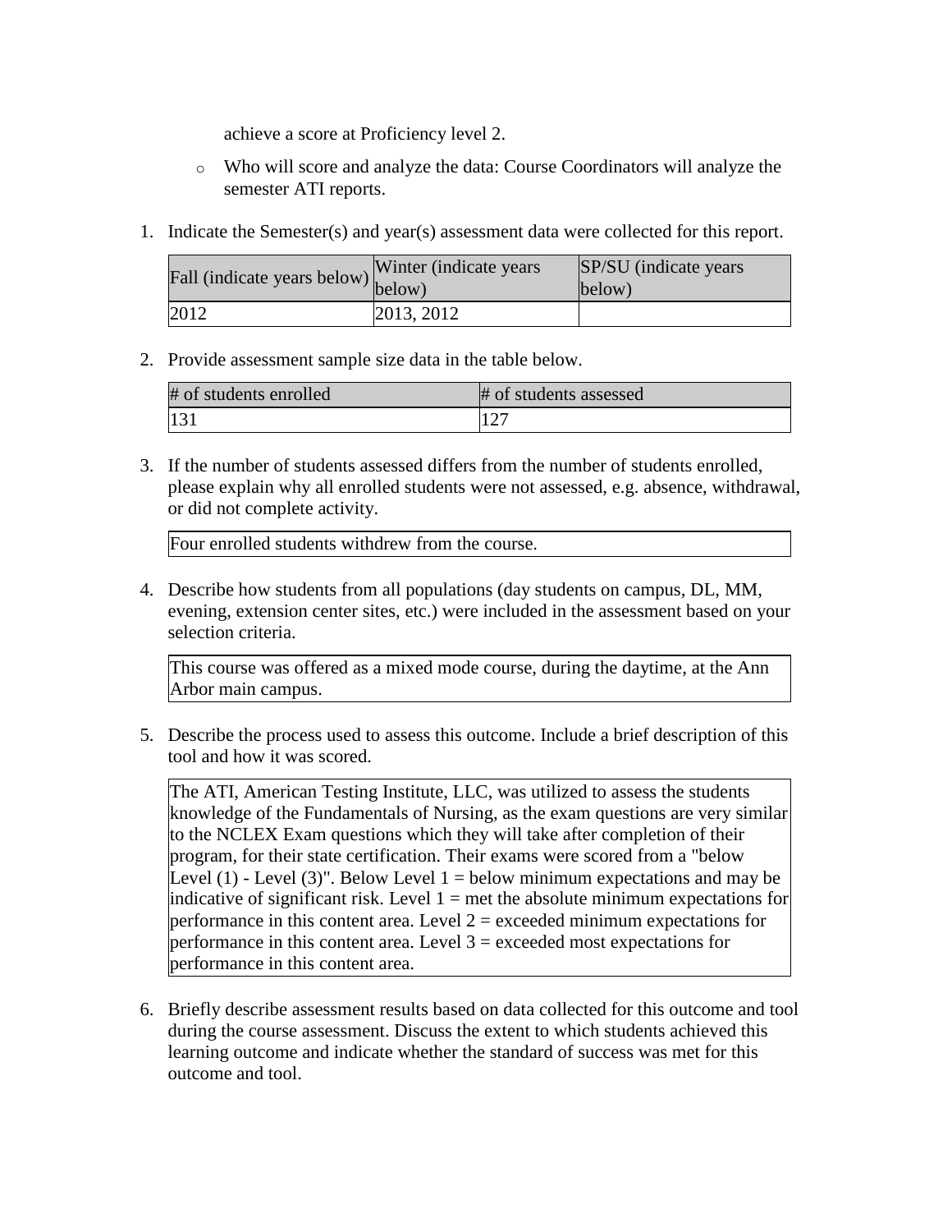achieve a score at Proficiency level 2.

- Who will score and analyze the data: Course Coordinators will analyze the semester ATI reports.

1. Indicate the Semester(s) and year(s) assessment data were collected for this report.

| Fall (indicate years below) | Winter (indicate years below) | SP/SU (indicate years below) |
|---|---|---|
| 2012 | 2013, 2012 | |

2. Provide assessment sample size data in the table below.

| # of students enrolled | # of students assessed |
|---|---|
| 131 | 127 |

3. If the number of students assessed differs from the number of students enrolled, please explain why all enrolled students were not assessed, e.g. absence, withdrawal, or did not complete activity.

| Four enrolled students withdrew from the course. |
|---|

4. Describe how students from all populations (day students on campus, DL, MM, evening, extension center sites, etc.) were included in the assessment based on your selection criteria.

| This course was offered as a mixed mode course, during the daytime, at the Ann Arbor main campus. |
|---|

5. Describe the process used to assess this outcome. Include a brief description of this tool and how it was scored.

| The ATI, American Testing Institute, LLC, was utilized to assess the students knowledge of the Fundamentals of Nursing, as the exam questions are very similar to the NCLEX Exam questions which they will take after completion of their program, for their state certification. Their exams were scored from a "below Level (1) - Level (3)". Below Level 1 = below minimum expectations and may be indicative of significant risk. Level 1 = met the absolute minimum expectations for performance in this content area. Level 2 = exceeded minimum expectations for performance in this content area. Level 3 = exceeded most expectations for performance in this content area. |
|---|

6. Briefly describe assessment results based on data collected for this outcome and tool during the course assessment. Discuss the extent to which students achieved this learning outcome and indicate whether the standard of success was met for this outcome and tool.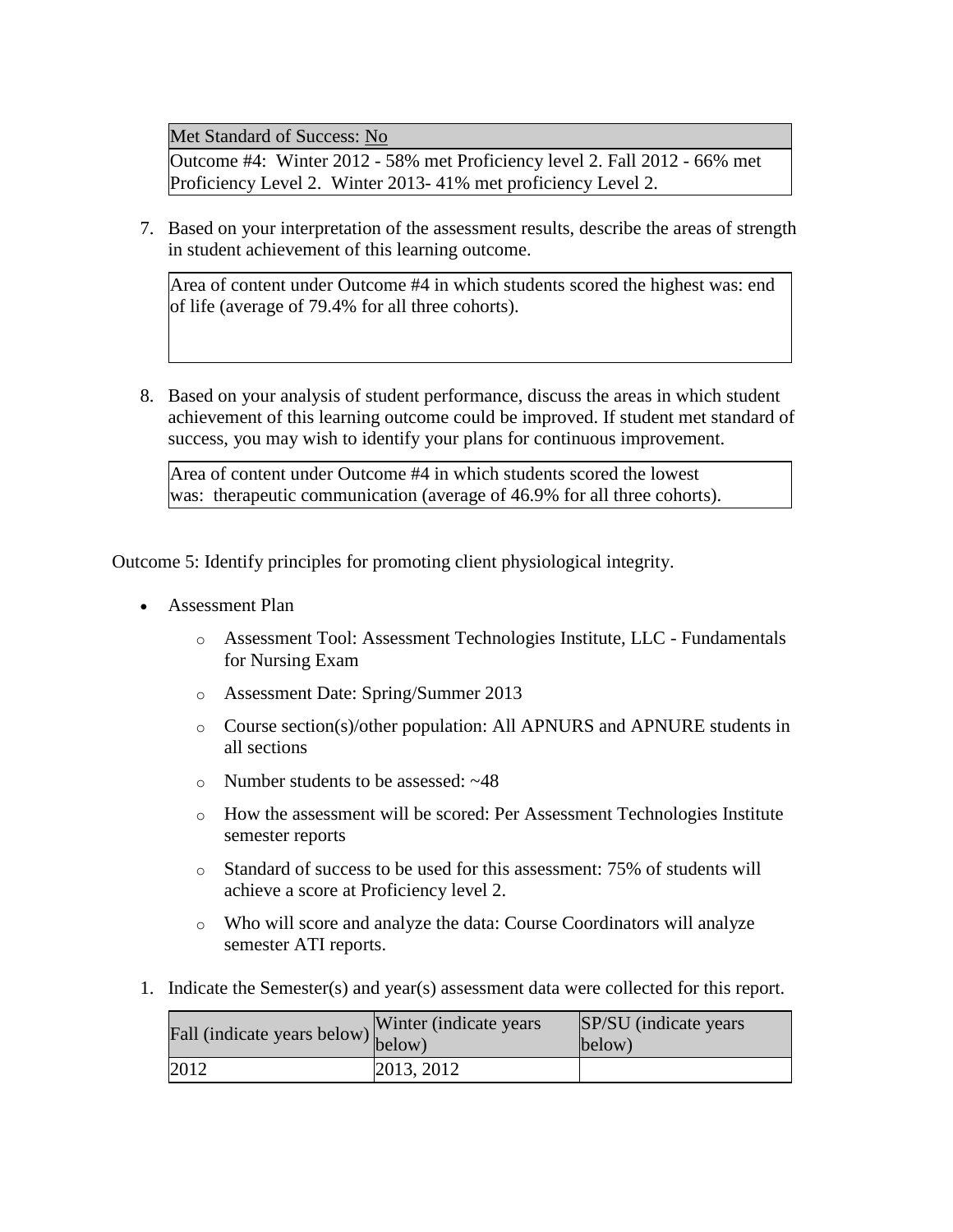| Met Standard of Success: No |
| --- |
| Outcome #4: Winter 2012 - 58% met Proficiency level 2. Fall 2012 - 66% met Proficiency Level 2. Winter 2013- 41% met proficiency Level 2. |

7. Based on your interpretation of the assessment results, describe the areas of strength in student achievement of this learning outcome.

| Area of content under Outcome #4 in which students scored the highest was: end of life (average of 79.4% for all three cohorts). |
| --- |

8. Based on your analysis of student performance, discuss the areas in which student achievement of this learning outcome could be improved. If student met standard of success, you may wish to identify your plans for continuous improvement.

| Area of content under Outcome #4 in which students scored the lowest was: therapeutic communication (average of 46.9% for all three cohorts). |
| --- |

Outcome 5: Identify principles for promoting client physiological integrity.

- Assessment Plan
  - Assessment Tool: Assessment Technologies Institute, LLC - Fundamentals for Nursing Exam
  - Assessment Date: Spring/Summer 2013
  - Course section(s)/other population: All APNURS and APNURE students in all sections
  - Number students to be assessed: ~48
  - How the assessment will be scored: Per Assessment Technologies Institute semester reports
  - Standard of success to be used for this assessment: 75% of students will achieve a score at Proficiency level 2.
  - Who will score and analyze the data: Course Coordinators will analyze semester ATI reports.

1. Indicate the Semester(s) and year(s) assessment data were collected for this report.

| Fall (indicate years below) | Winter (indicate years below) | SP/SU (indicate years below) |
| --- | --- | --- |
| 2012 | 2013, 2012 | |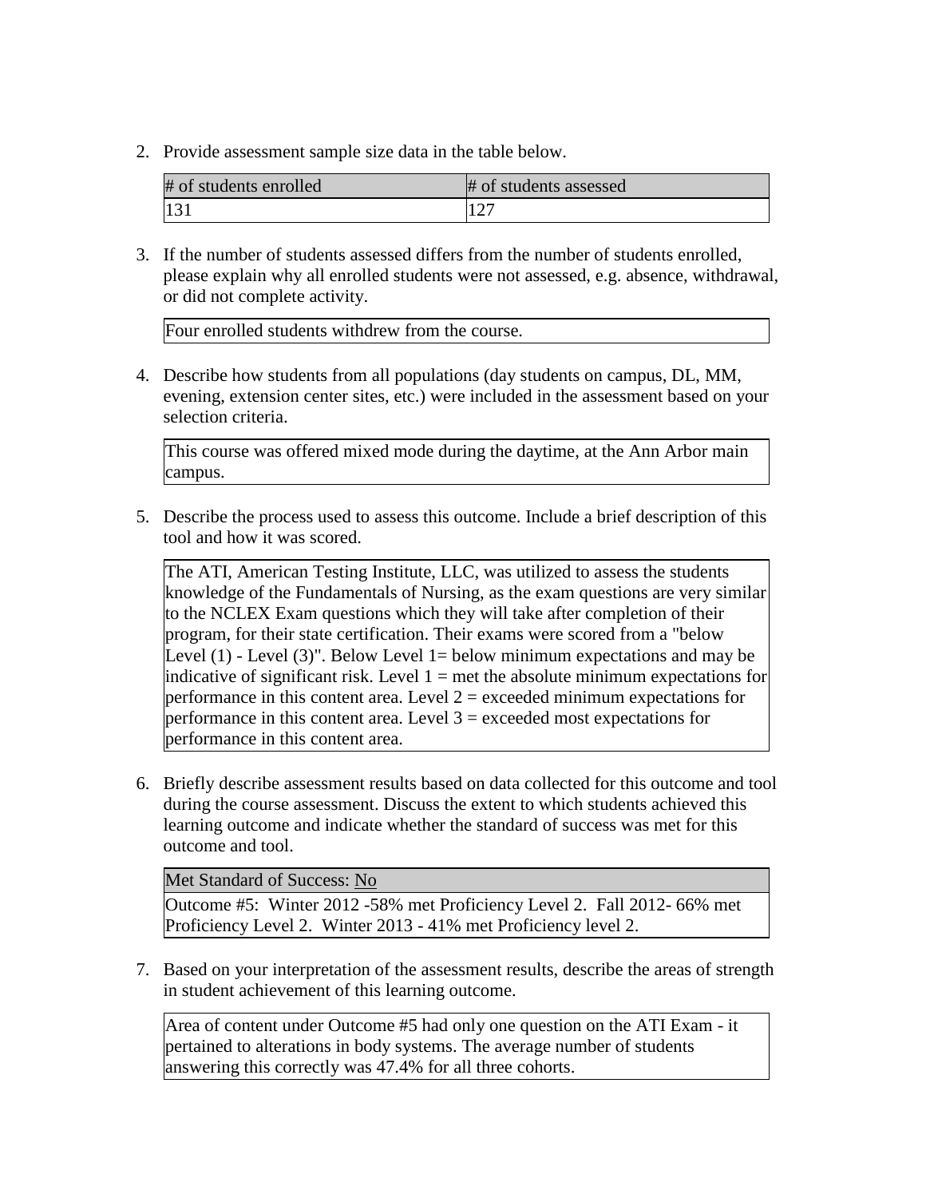2. Provide assessment sample size data in the table below.

| # of students enrolled | # of students assessed |
|---|---|
| 131 | 127 |

3. If the number of students assessed differs from the number of students enrolled, please explain why all enrolled students were not assessed, e.g. absence, withdrawal, or did not complete activity.

| Four enrolled students withdrew from the course. |
|---|

4. Describe how students from all populations (day students on campus, DL, MM, evening, extension center sites, etc.) were included in the assessment based on your selection criteria.

| This course was offered mixed mode during the daytime, at the Ann Arbor main campus. |
|---|

5. Describe the process used to assess this outcome. Include a brief description of this tool and how it was scored.

| The ATI, American Testing Institute, LLC, was utilized to assess the students knowledge of the Fundamentals of Nursing, as the exam questions are very similar to the NCLEX Exam questions which they will take after completion of their program, for their state certification. Their exams were scored from a "below Level (1) - Level (3)". Below Level 1= below minimum expectations and may be indicative of significant risk. Level 1 = met the absolute minimum expectations for performance in this content area. Level 2 = exceeded minimum expectations for performance in this content area. Level 3 = exceeded most expectations for performance in this content area. |
|---|

6. Briefly describe assessment results based on data collected for this outcome and tool during the course assessment. Discuss the extent to which students achieved this learning outcome and indicate whether the standard of success was met for this outcome and tool.

| Met Standard of Success: No |
|---|
| Outcome #5: Winter 2012 -58% met Proficiency Level 2. Fall 2012- 66% met Proficiency Level 2. Winter 2013 - 41% met Proficiency level 2. |

7. Based on your interpretation of the assessment results, describe the areas of strength in student achievement of this learning outcome.

| Area of content under Outcome #5 had only one question on the ATI Exam - it pertained to alterations in body systems. The average number of students answering this correctly was 47.4% for all three cohorts. |
|---|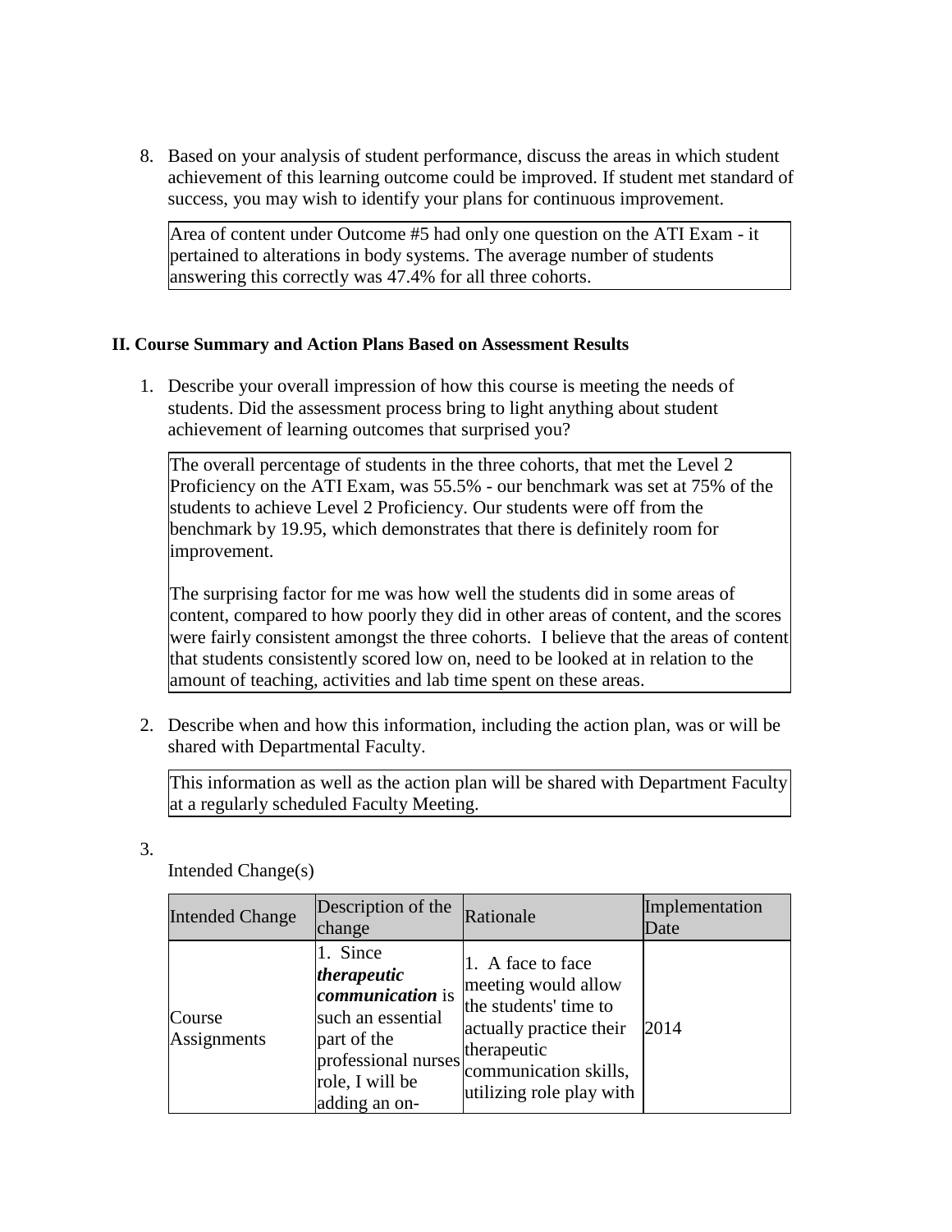8. Based on your analysis of student performance, discuss the areas in which student achievement of this learning outcome could be improved. If student met standard of success, you may wish to identify your plans for continuous improvement.

| Area of content under Outcome #5 had only one question on the ATI Exam - it pertained to alterations in body systems. The average number of students answering this correctly was 47.4% for all three cohorts. |
|---|

### II. Course Summary and Action Plans Based on Assessment Results

1. Describe your overall impression of how this course is meeting the needs of students. Did the assessment process bring to light anything about student achievement of learning outcomes that surprised you?

| The overall percentage of students in the three cohorts, that met the Level 2 Proficiency on the ATI Exam, was 55.5% - our benchmark was set at 75% of the students to achieve Level 2 Proficiency. Our students were off from the benchmark by 19.95, which demonstrates that there is definitely room for improvement.<br><br>The surprising factor for me was how well the students did in some areas of content, compared to how poorly they did in other areas of content, and the scores were fairly consistent amongst the three cohorts. I believe that the areas of content that students consistently scored low on, need to be looked at in relation to the amount of teaching, activities and lab time spent on these areas. |
|---|

2. Describe when and how this information, including the action plan, was or will be shared with Departmental Faculty.

| This information as well as the action plan will be shared with Department Faculty at a regularly scheduled Faculty Meeting. |
|---|

3. Intended Change(s)

| Intended Change | Description of the change | Rationale | Implementation Date |
|---|---|---|---|
| Course Assignments | 1. Since ***therapeutic communication*** is such an essential part of the professional nurses role, I will be adding an on- | 1. A face to face meeting would allow the students' time to actually practice their therapeutic communication skills, utilizing role play with | 2014 |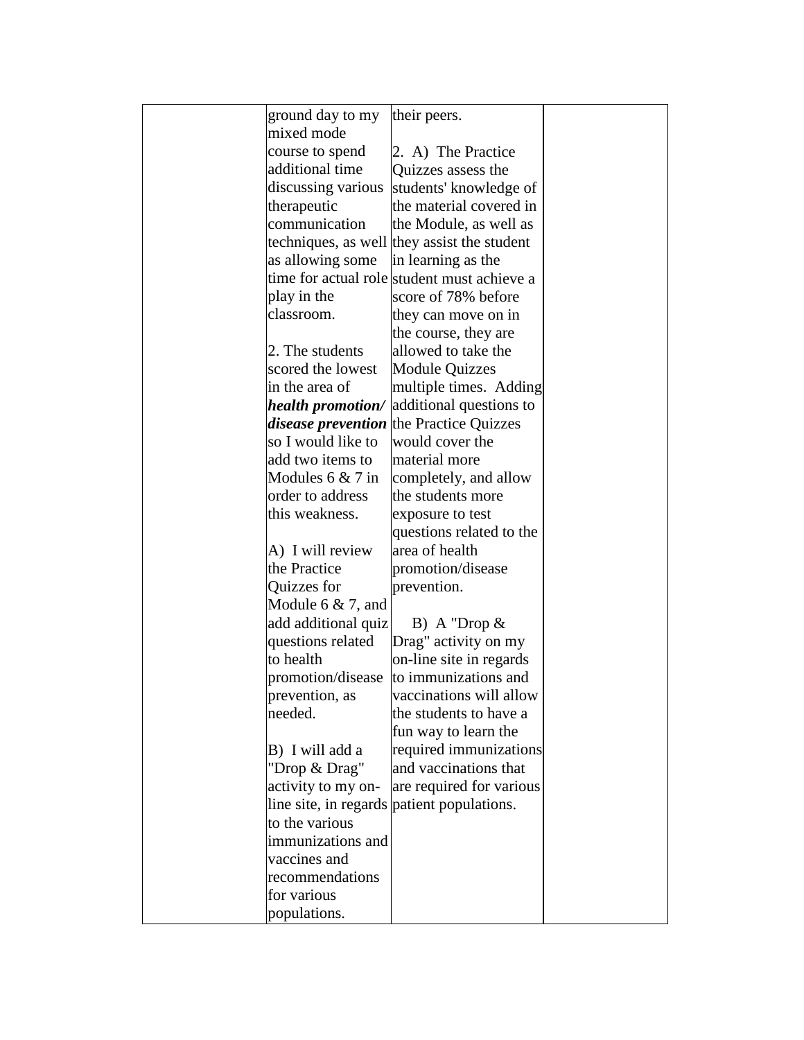| | | | |
|---|---|---|---|
| | ground day to my mixed mode course to spend additional time discussing various therapeutic communication techniques, as well as allowing some time for actual role play in the classroom.<br><br>2. The students scored the lowest in the area of ***health promotion/ disease prevention*** so I would like to add two items to Modules 6 & 7 in order to address this weakness.<br><br>A) I will review the Practice Quizzes for Module 6 & 7, and add additional quiz questions related to health promotion/disease prevention, as needed.<br><br>B) I will add a "Drop & Drag" activity to my on-line site, in regards to the various immunizations and vaccines and recommendations for various populations. | their peers.<br><br>2. A) The Practice Quizzes assess the students' knowledge of the material covered in the Module, as well as they assist the student in learning as the student must achieve a score of 78% before they can move on in the course, they are allowed to take the Module Quizzes multiple times. Adding additional questions to the Practice Quizzes would cover the material more completely, and allow the students more exposure to test questions related to the area of health promotion/disease prevention.<br><br>B) A "Drop & Drag" activity on my on-line site in regards to immunizations and vaccinations will allow the students to have a fun way to learn the required immunizations and vaccinations that are required for various patient populations. | |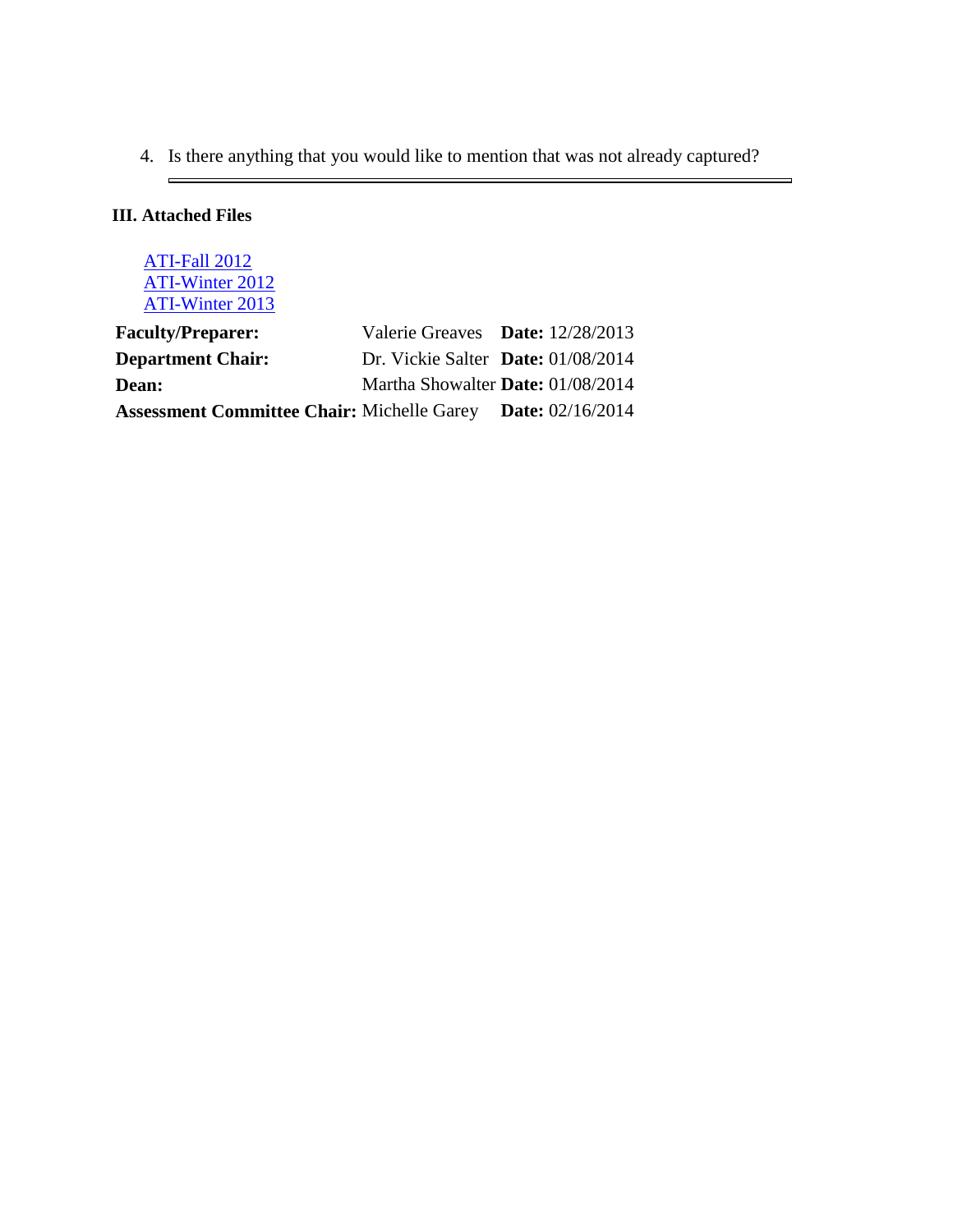4. Is there anything that you would like to mention that was not already captured?

---

### III. Attached Files

ATI-Fall 2012
ATI-Winter 2012
ATI-Winter 2013

| | | |
|---|---|---|
| **Faculty/Preparer:** | Valerie Greaves | **Date:** 12/28/2013 |
| **Department Chair:** | Dr. Vickie Salter | **Date:** 01/08/2014 |
| **Dean:** | Martha Showalter | **Date:** 01/08/2014 |
| **Assessment Committee Chair:** | Michelle Garey | **Date:** 02/16/2014 |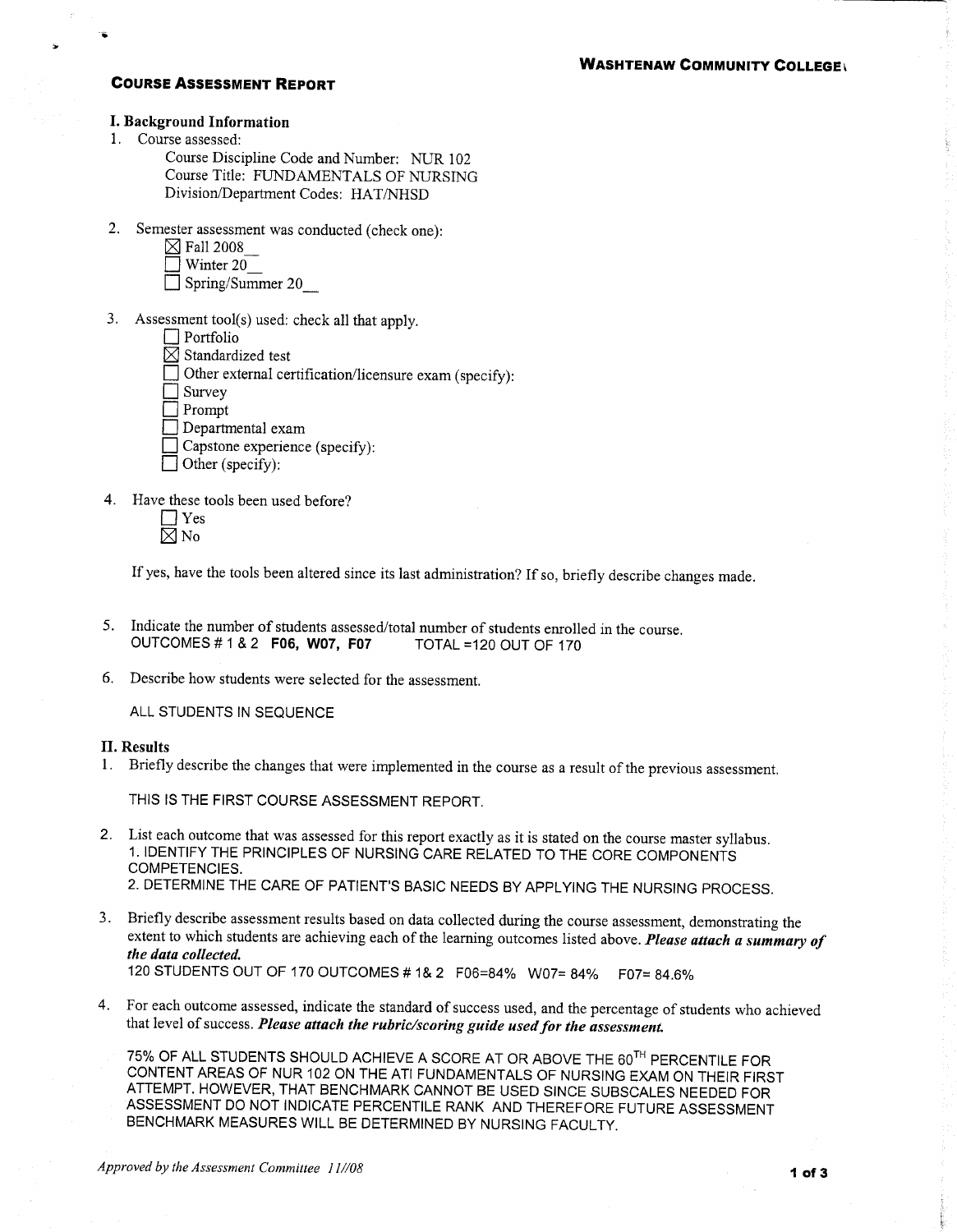**WASHTENAW COMMUNITY COLLEGE**

## COURSE ASSESSMENT REPORT

### I. Background Information

1. Course assessed:

   Course Discipline Code and Number: NUR 102
   Course Title: FUNDAMENTALS OF NURSING
   Division/Department Codes: HAT/NHSD

2. Semester assessment was conducted (check one):

   ☒ Fall 2008__
   ☐ Winter 20__
   ☐ Spring/Summer 20__

3. Assessment tool(s) used: check all that apply.

   ☐ Portfolio
   ☒ Standardized test
   ☐ Other external certification/licensure exam (specify):
   ☐ Survey
   ☐ Prompt
   ☐ Departmental exam
   ☐ Capstone experience (specify):
   ☐ Other (specify):

4. Have these tools been used before?

   ☐ Yes
   ☒ No

   If yes, have the tools been altered since its last administration? If so, briefly describe changes made.

5. Indicate the number of students assessed/total number of students enrolled in the course.
   OUTCOMES # 1 & 2 **F06, W07, F07** TOTAL =120 OUT OF 170

6. Describe how students were selected for the assessment.

   ALL STUDENTS IN SEQUENCE

### II. Results

1. Briefly describe the changes that were implemented in the course as a result of the previous assessment.

   THIS IS THE FIRST COURSE ASSESSMENT REPORT.

2. List each outcome that was assessed for this report exactly as it is stated on the course master syllabus.
   1. IDENTIFY THE PRINCIPLES OF NURSING CARE RELATED TO THE CORE COMPONENTS COMPETENCIES.
   2. DETERMINE THE CARE OF PATIENT'S BASIC NEEDS BY APPLYING THE NURSING PROCESS.

3. Briefly describe assessment results based on data collected during the course assessment, demonstrating the extent to which students are achieving each of the learning outcomes listed above. ***Please attach a summary of the data collected.***
   120 STUDENTS OUT OF 170 OUTCOMES # 1& 2 F06=84% W07= 84% F07= 84.6%

4. For each outcome assessed, indicate the standard of success used, and the percentage of students who achieved that level of success. ***Please attach the rubric/scoring guide used for the assessment.***

   75% OF ALL STUDENTS SHOULD ACHIEVE A SCORE AT OR ABOVE THE 60TH PERCENTILE FOR CONTENT AREAS OF NUR 102 ON THE ATI FUNDAMENTALS OF NURSING EXAM ON THEIR FIRST ATTEMPT. HOWEVER, THAT BENCHMARK CANNOT BE USED SINCE SUBSCALES NEEDED FOR ASSESSMENT DO NOT INDICATE PERCENTILE RANK AND THEREFORE FUTURE ASSESSMENT BENCHMARK MEASURES WILL BE DETERMINED BY NURSING FACULTY.

*Approved by the Assessment Committee 11//08*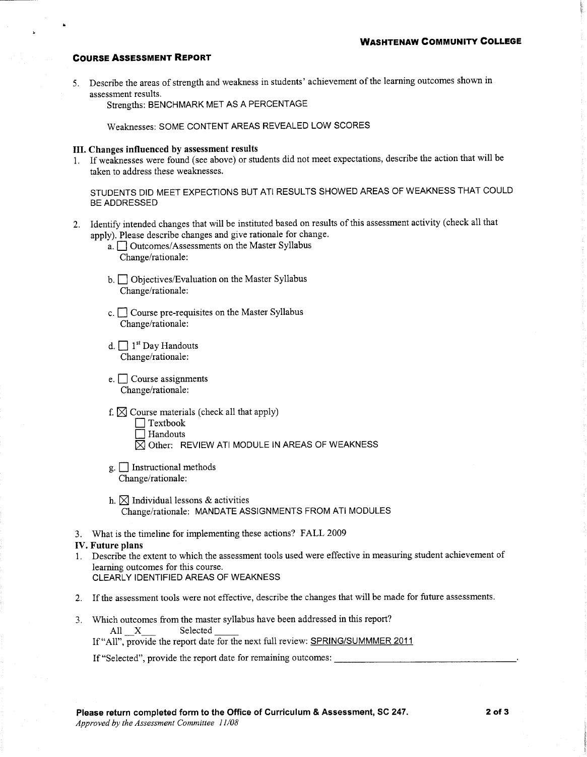**Course Assessment Report**

5. Describe the areas of strength and weakness in students' achievement of the learning outcomes shown in assessment results.

   Strengths: BENCHMARK MET AS A PERCENTAGE

   Weaknesses: SOME CONTENT AREAS REVEALED LOW SCORES

## III. Changes influenced by assessment results

1. If weaknesses were found (see above) or students did not meet expectations, describe the action that will be taken to address these weaknesses.

   STUDENTS DID MEET EXPECTIONS BUT ATI RESULTS SHOWED AREAS OF WEAKNESS THAT COULD BE ADDRESSED

2. Identify intended changes that will be instituted based on results of this assessment activity (check all that apply). Please describe changes and give rationale for change.

   a. ☐ Outcomes/Assessments on the Master Syllabus
      Change/rationale:

   b. ☐ Objectives/Evaluation on the Master Syllabus
      Change/rationale:

   c. ☐ Course pre-requisites on the Master Syllabus
      Change/rationale:

   d. ☐ 1st Day Handouts
      Change/rationale:

   e. ☐ Course assignments
      Change/rationale:

   f. ☒ Course materials (check all that apply)
      ☐ Textbook
      ☐ Handouts
      ☒ Other: REVIEW ATI MODULE IN AREAS OF WEAKNESS

   g. ☐ Instructional methods
      Change/rationale:

   h. ☒ Individual lessons & activities
      Change/rationale: MANDATE ASSIGNMENTS FROM ATI MODULES

3. What is the timeline for implementing these actions? FALL 2009

## IV. Future plans

1. Describe the extent to which the assessment tools used were effective in measuring student achievement of learning outcomes for this course.
   CLEARLY IDENTIFIED AREAS OF WEAKNESS

2. If the assessment tools were not effective, describe the changes that will be made for future assessments.

3. Which outcomes from the master syllabus have been addressed in this report?
   All \_\_X\_\_\_ Selected \_\_\_\_\_
   If "All", provide the report date for the next full review: SPRING/SUMMMER 2011

   If "Selected", provide the report date for remaining outcomes: \_\_\_\_\_\_\_\_\_\_\_\_\_\_\_\_\_\_\_\_\_\_\_\_\_\_\_\_\_\_\_\_\_\_\_\_\_\_.

**Please return completed form to the Office of Curriculum & Assessment, SC 247.**
*Approved by the Assessment Committee 11/08*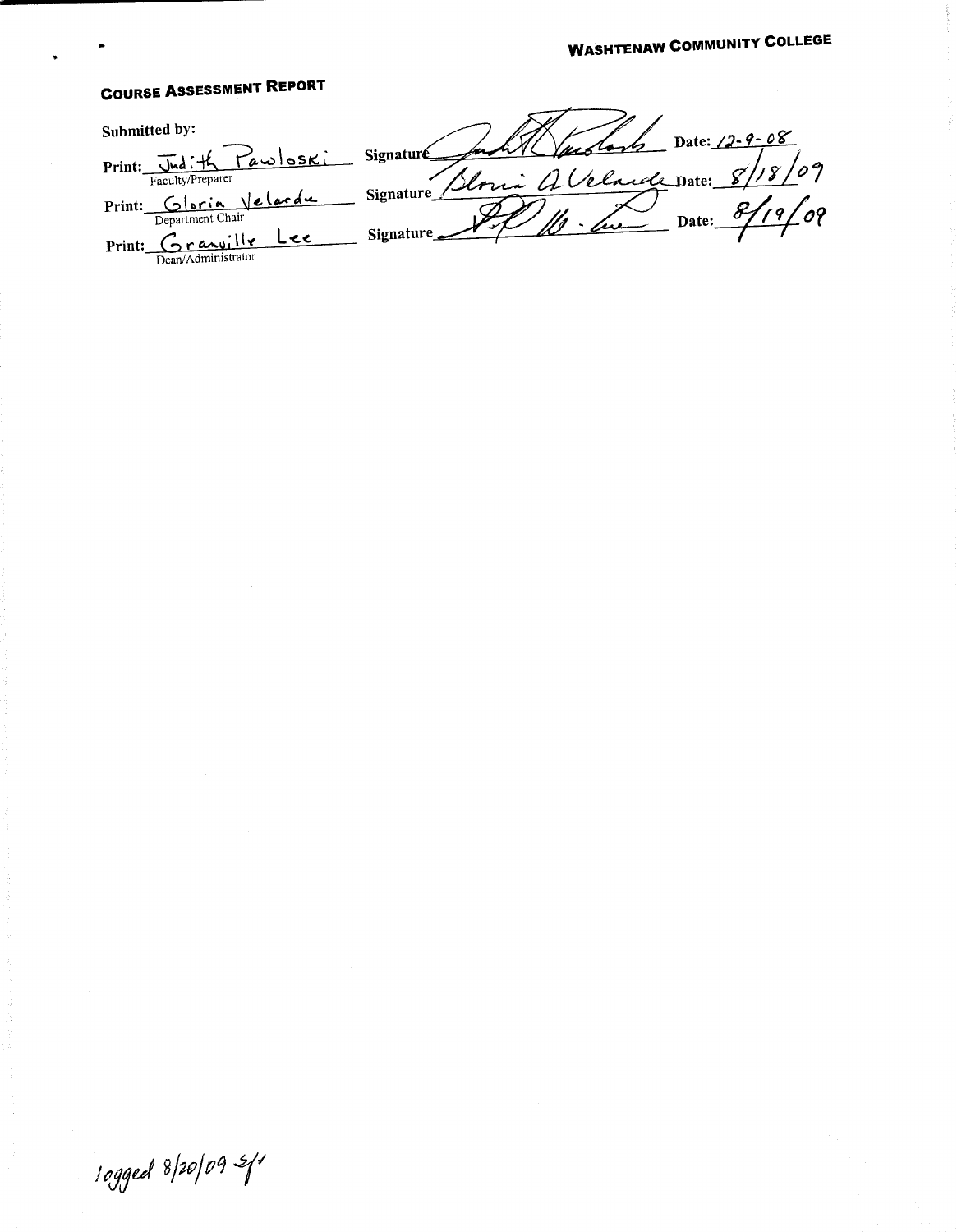**Washtenaw Community College**

## Course Assessment Report

**Submitted by:**

Print: Judith Pawloski
Faculty/Preparer
Signature: Judith Pawloski Date: 12-9-08

Print: Gloria Velarde
Department Chair
Signature: Gloria A Velarde Date: 8/18/09

Print: Granville Lee
Dean/Administrator
Signature: Date: 8/19/09

logged 8/20/09